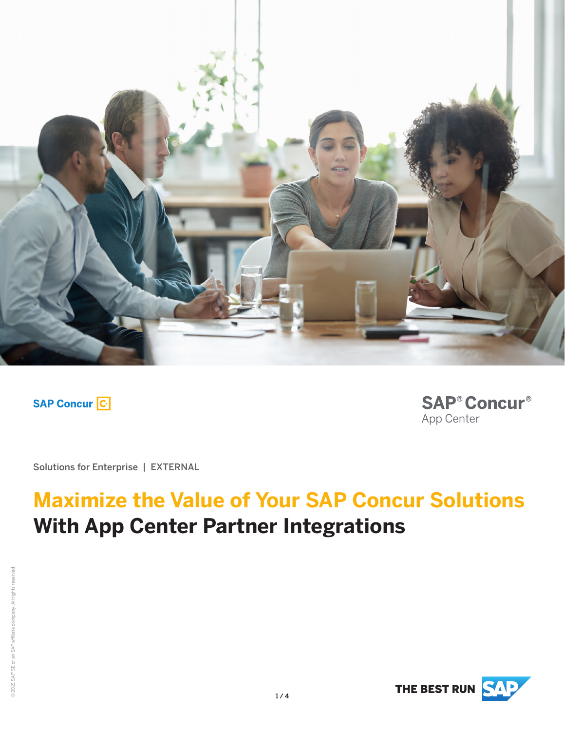SAP Concur

SAP® Concur®
App Center

Solutions for Enterprise | EXTERNAL

# Maximize the Value of Your SAP Concur Solutions With App Center Partner Integrations

© 2021 SAP SE or an SAP affiliate company. All rights reserved.

THE BEST RUN SAP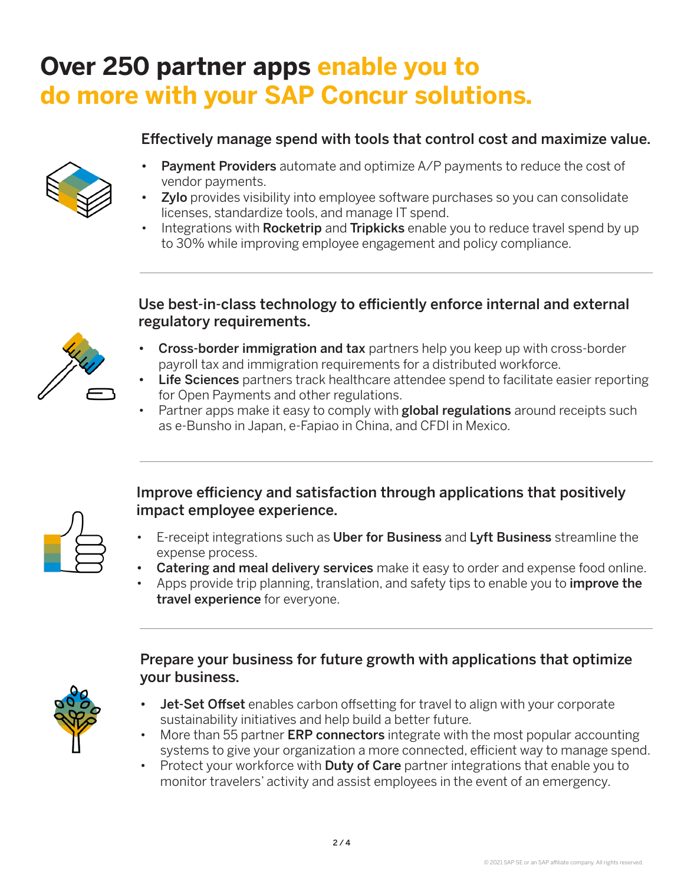# Over 250 partner apps enable you to do more with your SAP Concur solutions.

### Effectively manage spend with tools that control cost and maximize value.

- **Payment Providers** automate and optimize A/P payments to reduce the cost of vendor payments.
- **Zylo** provides visibility into employee software purchases so you can consolidate licenses, standardize tools, and manage IT spend.
- Integrations with **Rocketrip** and **Tripkicks** enable you to reduce travel spend by up to 30% while improving employee engagement and policy compliance.

---

### Use best-in-class technology to efficiently enforce internal and external regulatory requirements.

- **Cross-border immigration and tax** partners help you keep up with cross-border payroll tax and immigration requirements for a distributed workforce.
- **Life Sciences** partners track healthcare attendee spend to facilitate easier reporting for Open Payments and other regulations.
- Partner apps make it easy to comply with **global regulations** around receipts such as e-Bunsho in Japan, e-Fapiao in China, and CFDI in Mexico.

---

### Improve efficiency and satisfaction through applications that positively impact employee experience.

- E-receipt integrations such as **Uber for Business** and **Lyft Business** streamline the expense process.
- **Catering and meal delivery services** make it easy to order and expense food online.
- Apps provide trip planning, translation, and safety tips to enable you to **improve the travel experience** for everyone.

---

### Prepare your business for future growth with applications that optimize your business.

- **Jet-Set Offset** enables carbon offsetting for travel to align with your corporate sustainability initiatives and help build a better future.
- More than 55 partner **ERP connectors** integrate with the most popular accounting systems to give your organization a more connected, efficient way to manage spend.
- Protect your workforce with **Duty of Care** partner integrations that enable you to monitor travelers' activity and assist employees in the event of an emergency.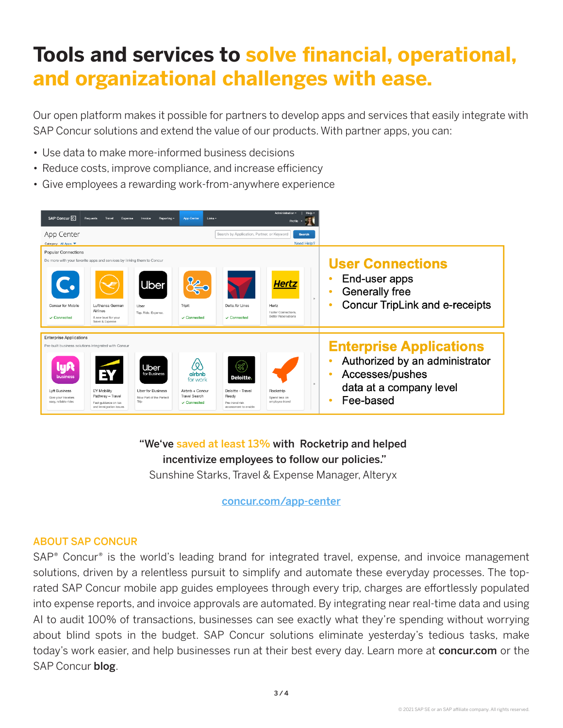# Tools and services to solve financial, operational, and organizational challenges with ease.

Our open platform makes it possible for partners to develop apps and services that easily integrate with SAP Concur solutions and extend the value of our products. With partner apps, you can:

- Use data to make more-informed business decisions
- Reduce costs, improve compliance, and increase efficiency
- Give employees a rewarding work-from-anywhere experience

## User Connections

- End-user apps
- Generally free
- Concur TripLink and e-receipts

## Enterprise Applications

- Authorized by an administrator
- Accesses/pushes data at a company level
- Fee-based

**"We've saved at least 13% with Rocketrip and helped incentivize employees to follow our policies."**
Sunshine Starks, Travel & Expense Manager, Alteryx

concur.com/app-center

### ABOUT SAP CONCUR

SAP® Concur® is the world's leading brand for integrated travel, expense, and invoice management solutions, driven by a relentless pursuit to simplify and automate these everyday processes. The top-rated SAP Concur mobile app guides employees through every trip, charges are effortlessly populated into expense reports, and invoice approvals are automated. By integrating near real-time data and using AI to audit 100% of transactions, businesses can see exactly what they're spending without worrying about blind spots in the budget. SAP Concur solutions eliminate yesterday's tedious tasks, make today's work easier, and help businesses run at their best every day. Learn more at **concur.com** or the SAP Concur **blog**.

© 2021 SAP SE or an SAP affiliate company. All rights reserved.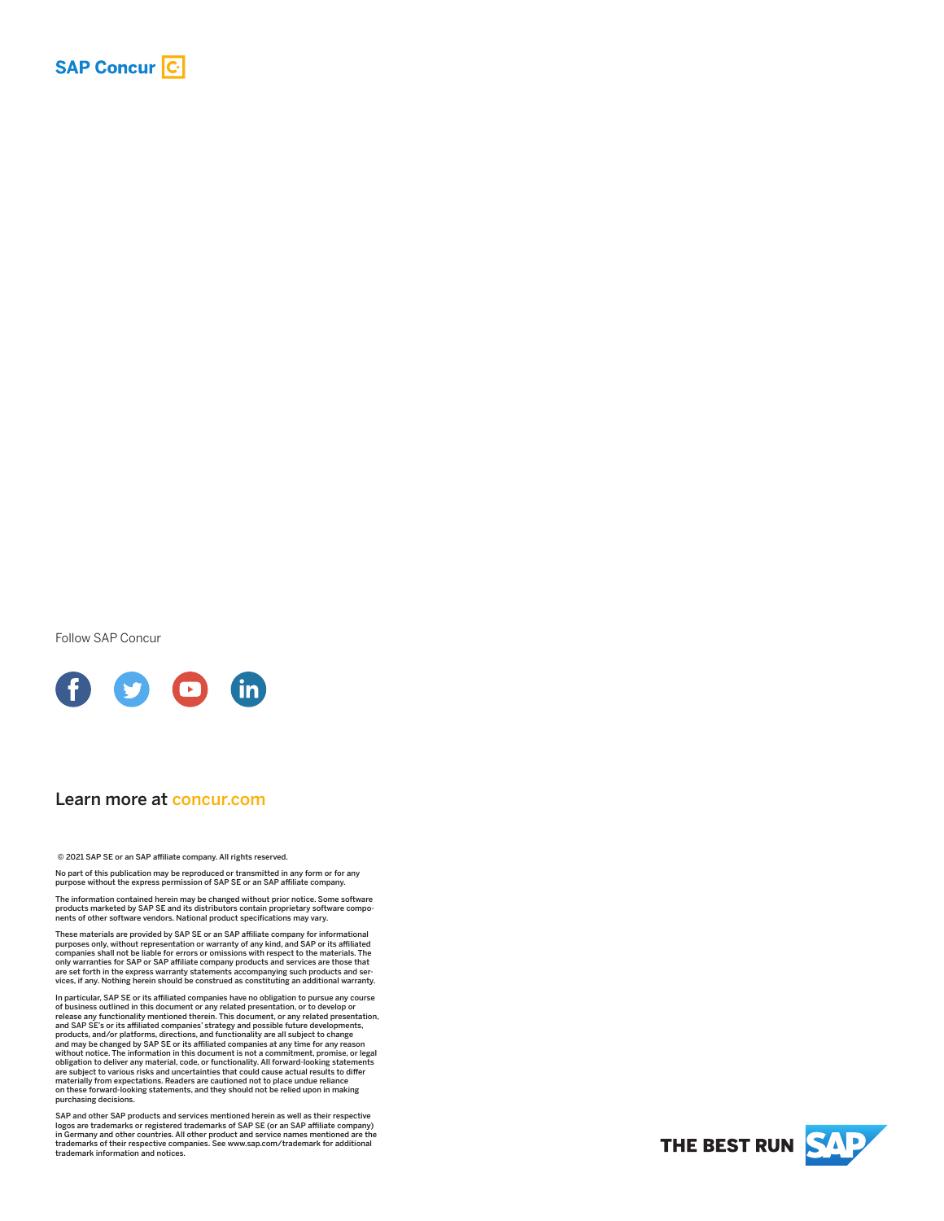SAP Concur

Follow SAP Concur

Learn more at concur.com

© 2021 SAP SE or an SAP affiliate company. All rights reserved.

No part of this publication may be reproduced or transmitted in any form or for any purpose without the express permission of SAP SE or an SAP affiliate company.

The information contained herein may be changed without prior notice. Some software products marketed by SAP SE and its distributors contain proprietary software components of other software vendors. National product specifications may vary.

These materials are provided by SAP SE or an SAP affiliate company for informational purposes only, without representation or warranty of any kind, and SAP or its affiliated companies shall not be liable for errors or omissions with respect to the materials. The only warranties for SAP or SAP affiliate company products and services are those that are set forth in the express warranty statements accompanying such products and services, if any. Nothing herein should be construed as constituting an additional warranty.

In particular, SAP SE or its affiliated companies have no obligation to pursue any course of business outlined in this document or any related presentation, or to develop or release any functionality mentioned therein. This document, or any related presentation, and SAP SE's or its affiliated companies' strategy and possible future developments, products, and/or platforms, directions, and functionality are all subject to change and may be changed by SAP SE or its affiliated companies at any time for any reason without notice. The information in this document is not a commitment, promise, or legal obligation to deliver any material, code, or functionality. All forward-looking statements are subject to various risks and uncertainties that could cause actual results to differ materially from expectations. Readers are cautioned not to place undue reliance on these forward-looking statements, and they should not be relied upon in making purchasing decisions.

SAP and other SAP products and services mentioned herein as well as their respective logos are trademarks or registered trademarks of SAP SE (or an SAP affiliate company) in Germany and other countries. All other product and service names mentioned are the trademarks of their respective companies. See www.sap.com/trademark for additional trademark information and notices.

THE BEST RUN SAP